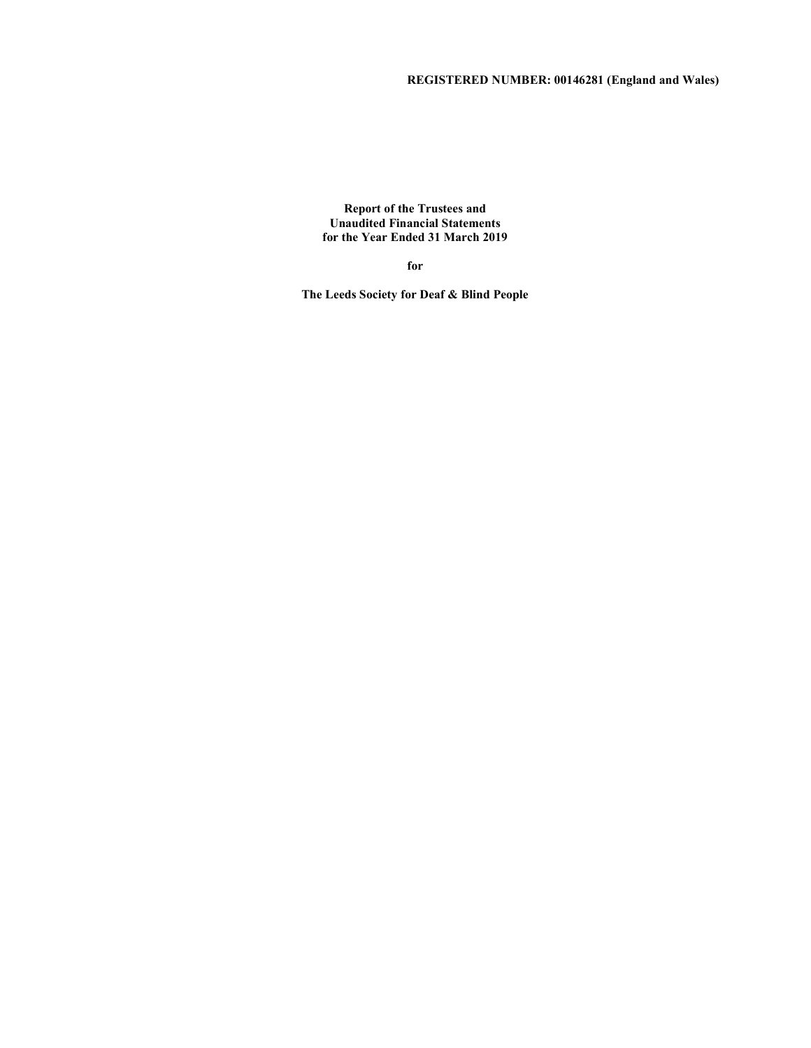**REGISTERED NUMBER: 00146281 (England and Wales)**

**Report of the Trustees and**
**Unaudited Financial Statements**
**for the Year Ended 31 March 2019**

**for**

**The Leeds Society for Deaf & Blind People**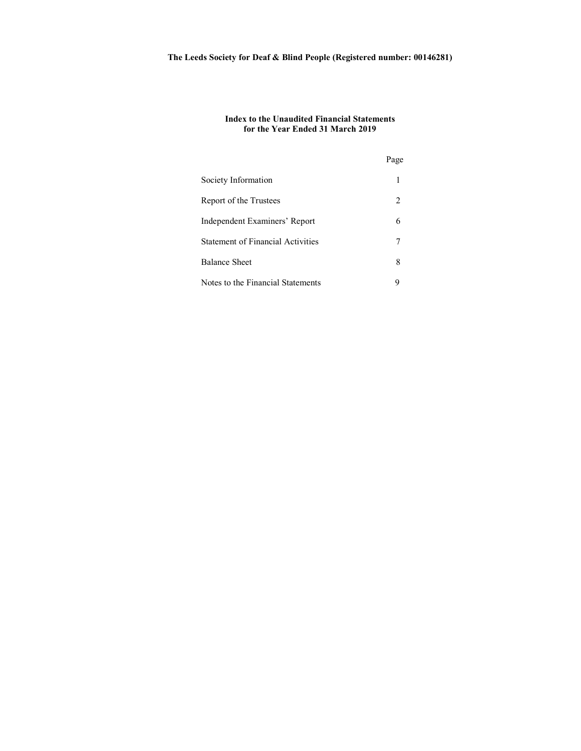**The Leeds Society for Deaf & Blind People (Registered number: 00146281)**

## Index to the Unaudited Financial Statements for the Year Ended 31 March 2019

| | Page |
|---|---|
| Society Information | 1 |
| Report of the Trustees | 2 |
| Independent Examiners' Report | 6 |
| Statement of Financial Activities | 7 |
| Balance Sheet | 8 |
| Notes to the Financial Statements | 9 |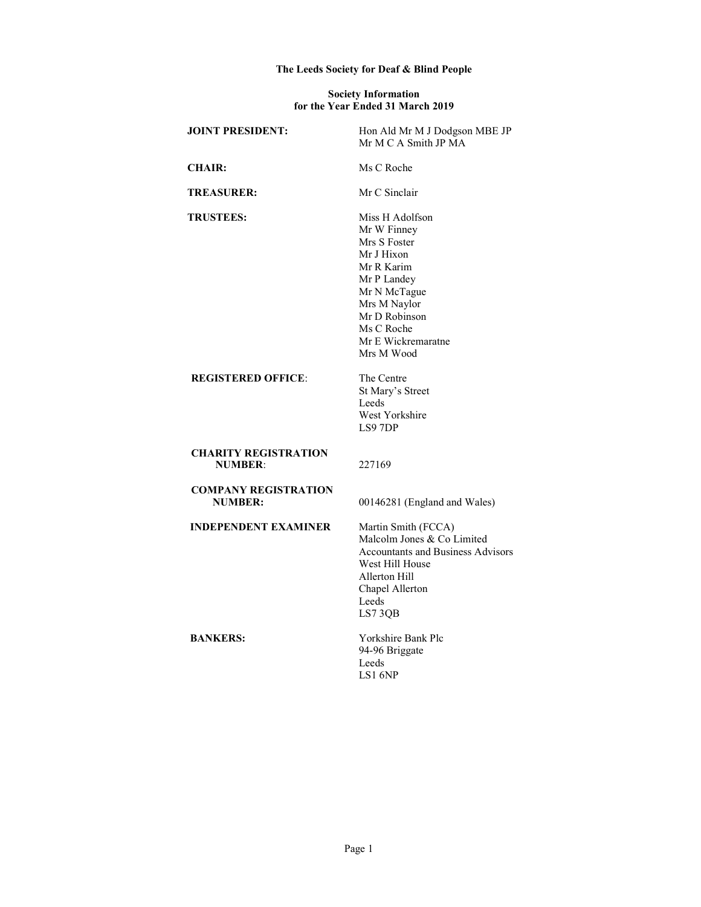# The Leeds Society for Deaf & Blind People

## Society Information for the Year Ended 31 March 2019

| | |
|---|---|
| **JOINT PRESIDENT:** | Hon Ald Mr M J Dodgson MBE JP<br>Mr M C A Smith JP MA |
| **CHAIR:** | Ms C Roche |
| **TREASURER:** | Mr C Sinclair |
| **TRUSTEES:** | Miss H Adolfson<br>Mr W Finney<br>Mrs S Foster<br>Mr J Hixon<br>Mr R Karim<br>Mr P Landey<br>Mr N McTague<br>Mrs M Naylor<br>Mr D Robinson<br>Ms C Roche<br>Mr E Wickremaratne<br>Mrs M Wood |
| **REGISTERED OFFICE**: | The Centre<br>St Mary's Street<br>Leeds<br>West Yorkshire<br>LS9 7DP |
| **CHARITY REGISTRATION NUMBER**: | 227169 |
| **COMPANY REGISTRATION NUMBER:** | 00146281 (England and Wales) |
| **INDEPENDENT EXAMINER** | Martin Smith (FCCA)<br>Malcolm Jones & Co Limited<br>Accountants and Business Advisors<br>West Hill House<br>Allerton Hill<br>Chapel Allerton<br>Leeds<br>LS7 3QB |
| **BANKERS:** | Yorkshire Bank Plc<br>94-96 Briggate<br>Leeds<br>LS1 6NP |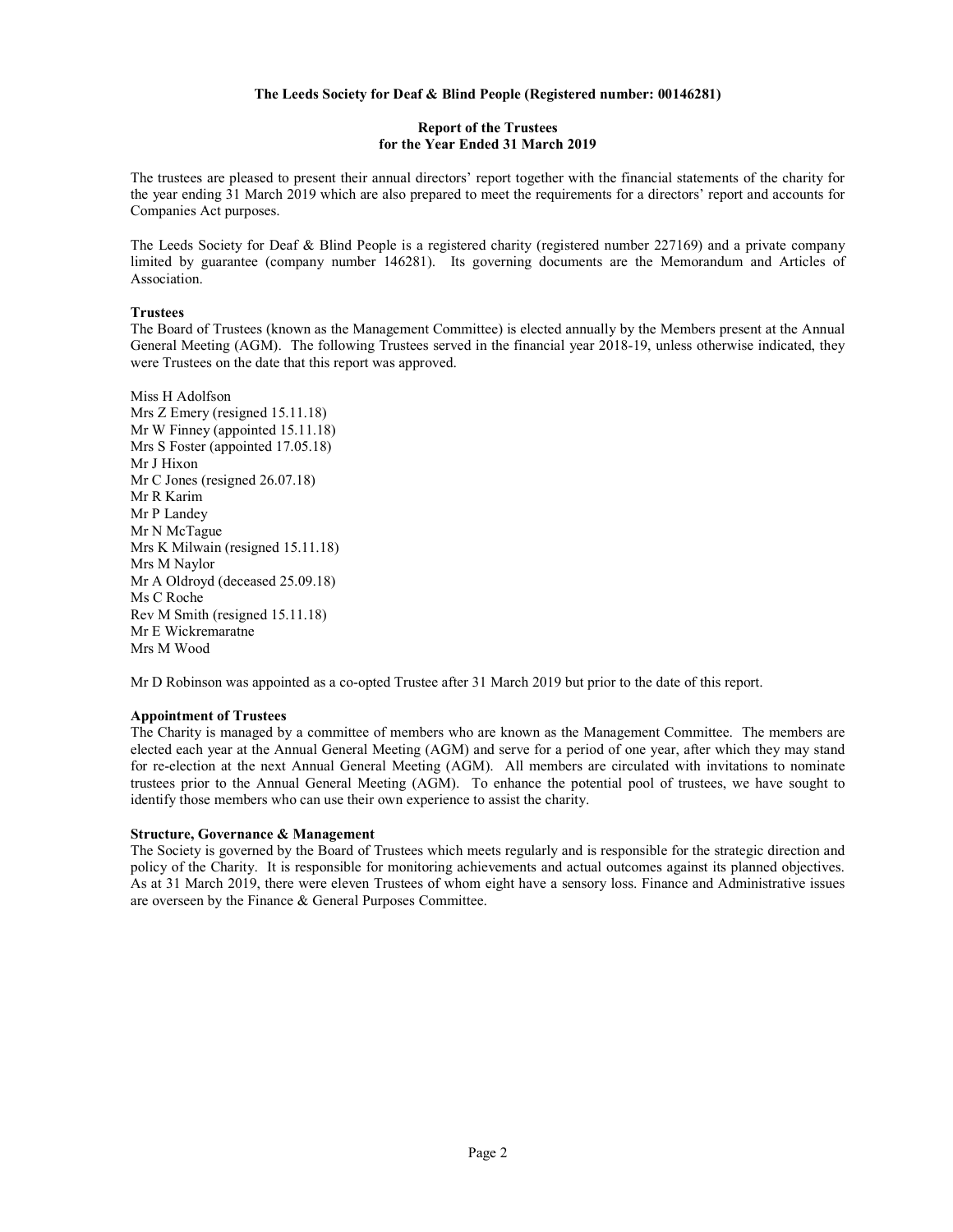**The Leeds Society for Deaf & Blind People (Registered number: 00146281)**

**Report of the Trustees**
**for the Year Ended 31 March 2019**

The trustees are pleased to present their annual directors' report together with the financial statements of the charity for the year ending 31 March 2019 which are also prepared to meet the requirements for a directors' report and accounts for Companies Act purposes.

The Leeds Society for Deaf & Blind People is a registered charity (registered number 227169) and a private company limited by guarantee (company number 146281). Its governing documents are the Memorandum and Articles of Association.

**Trustees**

The Board of Trustees (known as the Management Committee) is elected annually by the Members present at the Annual General Meeting (AGM). The following Trustees served in the financial year 2018-19, unless otherwise indicated, they were Trustees on the date that this report was approved.

Miss H Adolfson
Mrs Z Emery (resigned 15.11.18)
Mr W Finney (appointed 15.11.18)
Mrs S Foster (appointed 17.05.18)
Mr J Hixon
Mr C Jones (resigned 26.07.18)
Mr R Karim
Mr P Landey
Mr N McTague
Mrs K Milwain (resigned 15.11.18)
Mrs M Naylor
Mr A Oldroyd (deceased 25.09.18)
Ms C Roche
Rev M Smith (resigned 15.11.18)
Mr E Wickremaratne
Mrs M Wood

Mr D Robinson was appointed as a co-opted Trustee after 31 March 2019 but prior to the date of this report.

**Appointment of Trustees**

The Charity is managed by a committee of members who are known as the Management Committee. The members are elected each year at the Annual General Meeting (AGM) and serve for a period of one year, after which they may stand for re-election at the next Annual General Meeting (AGM). All members are circulated with invitations to nominate trustees prior to the Annual General Meeting (AGM). To enhance the potential pool of trustees, we have sought to identify those members who can use their own experience to assist the charity.

**Structure, Governance & Management**

The Society is governed by the Board of Trustees which meets regularly and is responsible for the strategic direction and policy of the Charity. It is responsible for monitoring achievements and actual outcomes against its planned objectives. As at 31 March 2019, there were eleven Trustees of whom eight have a sensory loss. Finance and Administrative issues are overseen by the Finance & General Purposes Committee.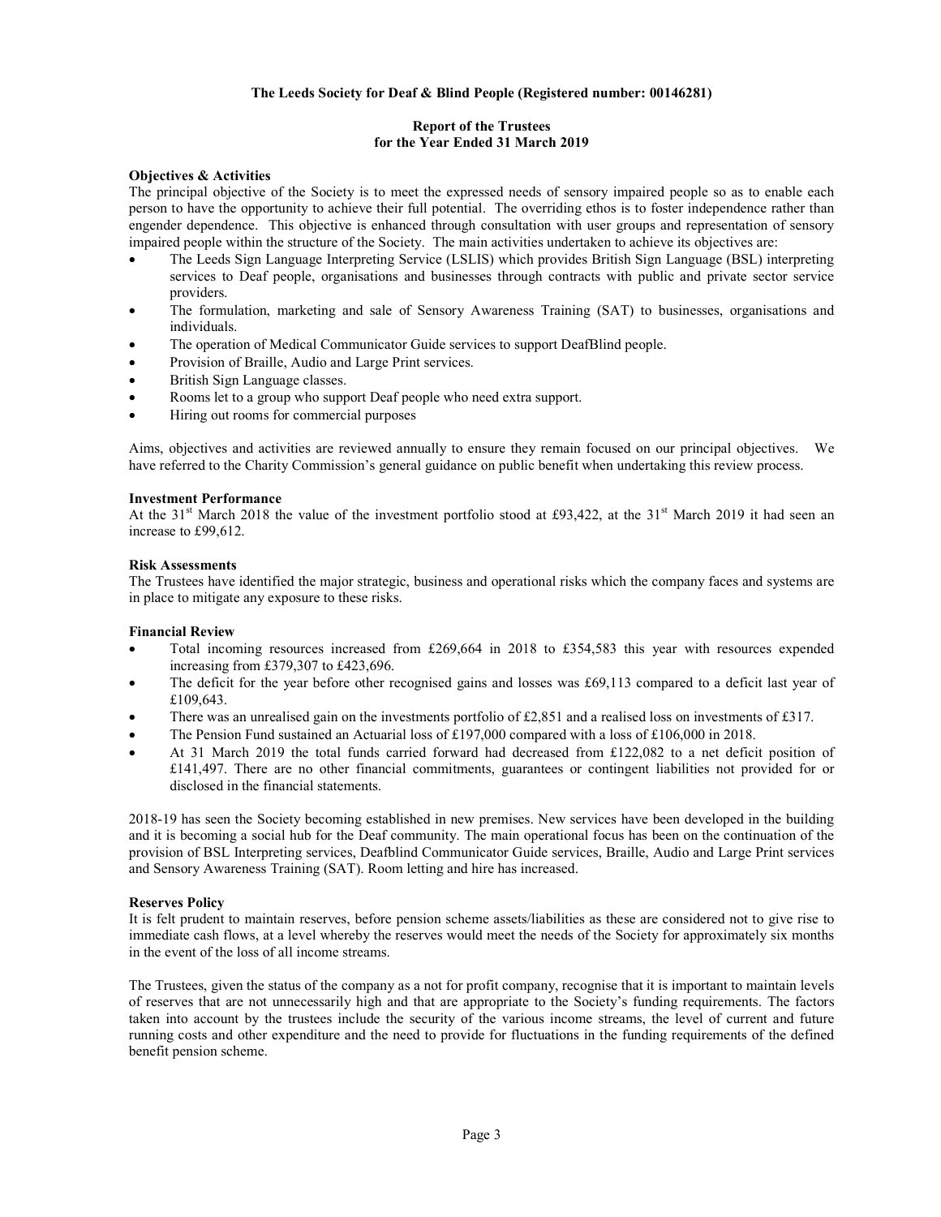**The Leeds Society for Deaf & Blind People (Registered number: 00146281)**

**Report of the Trustees**
**for the Year Ended 31 March 2019**

**Objectives & Activities**

The principal objective of the Society is to meet the expressed needs of sensory impaired people so as to enable each person to have the opportunity to achieve their full potential. The overriding ethos is to foster independence rather than engender dependence. This objective is enhanced through consultation with user groups and representation of sensory impaired people within the structure of the Society. The main activities undertaken to achieve its objectives are:

- The Leeds Sign Language Interpreting Service (LSLIS) which provides British Sign Language (BSL) interpreting services to Deaf people, organisations and businesses through contracts with public and private sector service providers.
- The formulation, marketing and sale of Sensory Awareness Training (SAT) to businesses, organisations and individuals.
- The operation of Medical Communicator Guide services to support DeafBlind people.
- Provision of Braille, Audio and Large Print services.
- British Sign Language classes.
- Rooms let to a group who support Deaf people who need extra support.
- Hiring out rooms for commercial purposes

Aims, objectives and activities are reviewed annually to ensure they remain focused on our principal objectives. We have referred to the Charity Commission's general guidance on public benefit when undertaking this review process.

**Investment Performance**

At the 31st March 2018 the value of the investment portfolio stood at £93,422, at the 31st March 2019 it had seen an increase to £99,612.

**Risk Assessments**

The Trustees have identified the major strategic, business and operational risks which the company faces and systems are in place to mitigate any exposure to these risks.

**Financial Review**

- Total incoming resources increased from £269,664 in 2018 to £354,583 this year with resources expended increasing from £379,307 to £423,696.
- The deficit for the year before other recognised gains and losses was £69,113 compared to a deficit last year of £109,643.
- There was an unrealised gain on the investments portfolio of £2,851 and a realised loss on investments of £317.
- The Pension Fund sustained an Actuarial loss of £197,000 compared with a loss of £106,000 in 2018.
- At 31 March 2019 the total funds carried forward had decreased from £122,082 to a net deficit position of £141,497. There are no other financial commitments, guarantees or contingent liabilities not provided for or disclosed in the financial statements.

2018-19 has seen the Society becoming established in new premises. New services have been developed in the building and it is becoming a social hub for the Deaf community. The main operational focus has been on the continuation of the provision of BSL Interpreting services, Deafblind Communicator Guide services, Braille, Audio and Large Print services and Sensory Awareness Training (SAT). Room letting and hire has increased.

**Reserves Policy**

It is felt prudent to maintain reserves, before pension scheme assets/liabilities as these are considered not to give rise to immediate cash flows, at a level whereby the reserves would meet the needs of the Society for approximately six months in the event of the loss of all income streams.

The Trustees, given the status of the company as a not for profit company, recognise that it is important to maintain levels of reserves that are not unnecessarily high and that are appropriate to the Society's funding requirements. The factors taken into account by the trustees include the security of the various income streams, the level of current and future running costs and other expenditure and the need to provide for fluctuations in the funding requirements of the defined benefit pension scheme.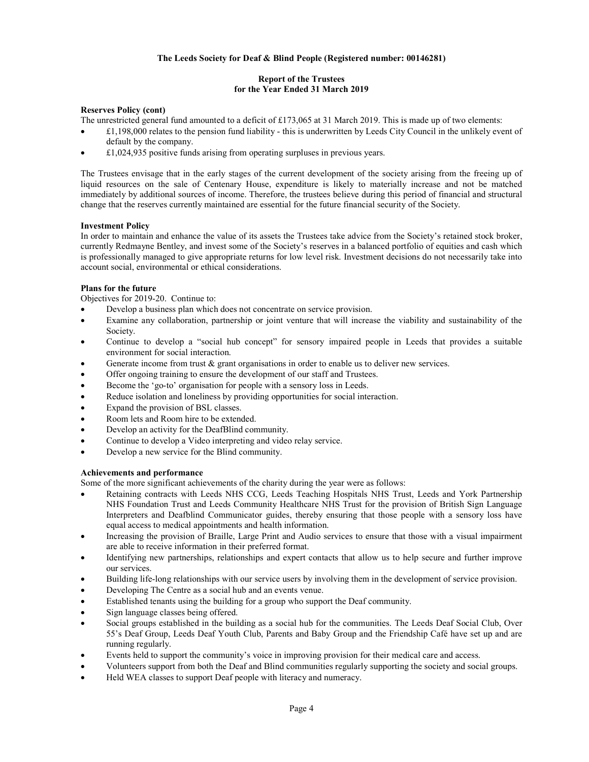**Reserves Policy (cont)**

The unrestricted general fund amounted to a deficit of £173,065 at 31 March 2019. This is made up of two elements:

- £1,198,000 relates to the pension fund liability - this is underwritten by Leeds City Council in the unlikely event of default by the company.
- £1,024,935 positive funds arising from operating surpluses in previous years.

The Trustees envisage that in the early stages of the current development of the society arising from the freeing up of liquid resources on the sale of Centenary House, expenditure is likely to materially increase and not be matched immediately by additional sources of income. Therefore, the trustees believe during this period of financial and structural change that the reserves currently maintained are essential for the future financial security of the Society.

**Investment Policy**

In order to maintain and enhance the value of its assets the Trustees take advice from the Society's retained stock broker, currently Redmayne Bentley, and invest some of the Society's reserves in a balanced portfolio of equities and cash which is professionally managed to give appropriate returns for low level risk. Investment decisions do not necessarily take into account social, environmental or ethical considerations.

**Plans for the future**

Objectives for 2019-20. Continue to:

- Develop a business plan which does not concentrate on service provision.
- Examine any collaboration, partnership or joint venture that will increase the viability and sustainability of the Society.
- Continue to develop a "social hub concept" for sensory impaired people in Leeds that provides a suitable environment for social interaction.
- Generate income from trust & grant organisations in order to enable us to deliver new services.
- Offer ongoing training to ensure the development of our staff and Trustees.
- Become the 'go-to' organisation for people with a sensory loss in Leeds.
- Reduce isolation and loneliness by providing opportunities for social interaction.
- Expand the provision of BSL classes.
- Room lets and Room hire to be extended.
- Develop an activity for the DeafBlind community.
- Continue to develop a Video interpreting and video relay service.
- Develop a new service for the Blind community.

**Achievements and performance**

Some of the more significant achievements of the charity during the year were as follows:

- Retaining contracts with Leeds NHS CCG, Leeds Teaching Hospitals NHS Trust, Leeds and York Partnership NHS Foundation Trust and Leeds Community Healthcare NHS Trust for the provision of British Sign Language Interpreters and Deafblind Communicator guides, thereby ensuring that those people with a sensory loss have equal access to medical appointments and health information.
- Increasing the provision of Braille, Large Print and Audio services to ensure that those with a visual impairment are able to receive information in their preferred format.
- Identifying new partnerships, relationships and expert contacts that allow us to help secure and further improve our services.
- Building life-long relationships with our service users by involving them in the development of service provision.
- Developing The Centre as a social hub and an events venue.
- Established tenants using the building for a group who support the Deaf community.
- Sign language classes being offered.
- Social groups established in the building as a social hub for the communities. The Leeds Deaf Social Club, Over 55's Deaf Group, Leeds Deaf Youth Club, Parents and Baby Group and the Friendship Café have set up and are running regularly.
- Events held to support the community's voice in improving provision for their medical care and access.
- Volunteers support from both the Deaf and Blind communities regularly supporting the society and social groups.
- Held WEA classes to support Deaf people with literacy and numeracy.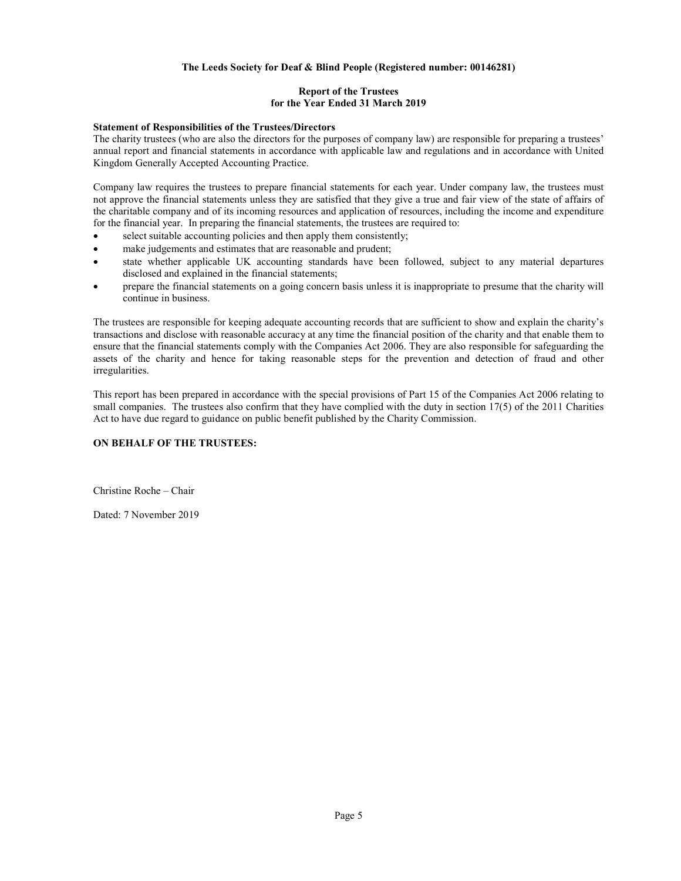**The Leeds Society for Deaf & Blind People (Registered number: 00146281)**

**Report of the Trustees**
**for the Year Ended 31 March 2019**

**Statement of Responsibilities of the Trustees/Directors**

The charity trustees (who are also the directors for the purposes of company law) are responsible for preparing a trustees' annual report and financial statements in accordance with applicable law and regulations and in accordance with United Kingdom Generally Accepted Accounting Practice.

Company law requires the trustees to prepare financial statements for each year. Under company law, the trustees must not approve the financial statements unless they are satisfied that they give a true and fair view of the state of affairs of the charitable company and of its incoming resources and application of resources, including the income and expenditure for the financial year. In preparing the financial statements, the trustees are required to:

- select suitable accounting policies and then apply them consistently;
- make judgements and estimates that are reasonable and prudent;
- state whether applicable UK accounting standards have been followed, subject to any material departures disclosed and explained in the financial statements;
- prepare the financial statements on a going concern basis unless it is inappropriate to presume that the charity will continue in business.

The trustees are responsible for keeping adequate accounting records that are sufficient to show and explain the charity's transactions and disclose with reasonable accuracy at any time the financial position of the charity and that enable them to ensure that the financial statements comply with the Companies Act 2006. They are also responsible for safeguarding the assets of the charity and hence for taking reasonable steps for the prevention and detection of fraud and other irregularities.

This report has been prepared in accordance with the special provisions of Part 15 of the Companies Act 2006 relating to small companies. The trustees also confirm that they have complied with the duty in section 17(5) of the 2011 Charities Act to have due regard to guidance on public benefit published by the Charity Commission.

**ON BEHALF OF THE TRUSTEES:**

Christine Roche – Chair

Dated: 7 November 2019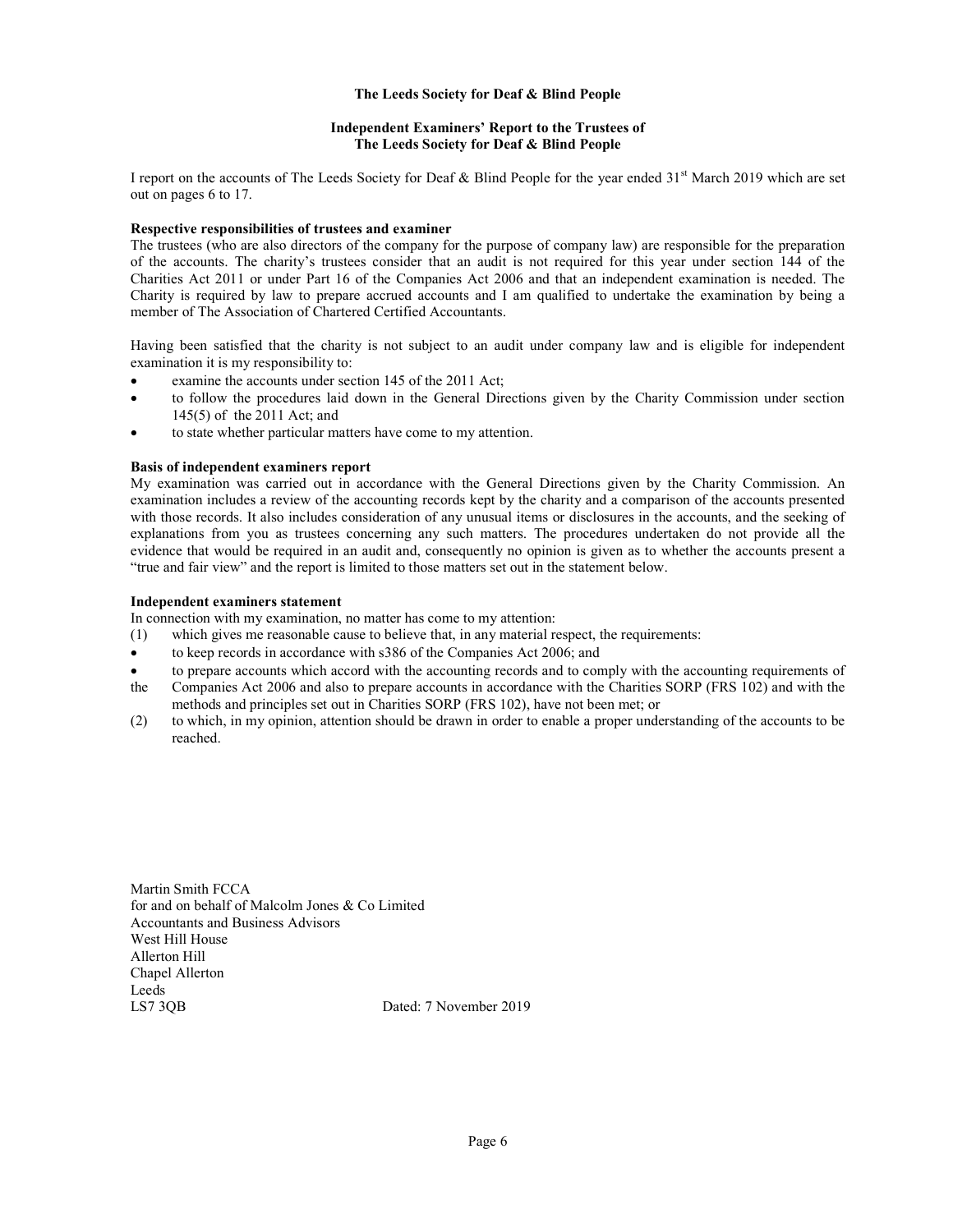**The Leeds Society for Deaf & Blind People**

**Independent Examiners' Report to the Trustees of**
**The Leeds Society for Deaf & Blind People**

I report on the accounts of The Leeds Society for Deaf & Blind People for the year ended 31st March 2019 which are set out on pages 6 to 17.

**Respective responsibilities of trustees and examiner**

The trustees (who are also directors of the company for the purpose of company law) are responsible for the preparation of the accounts. The charity's trustees consider that an audit is not required for this year under section 144 of the Charities Act 2011 or under Part 16 of the Companies Act 2006 and that an independent examination is needed. The Charity is required by law to prepare accrued accounts and I am qualified to undertake the examination by being a member of The Association of Chartered Certified Accountants.

Having been satisfied that the charity is not subject to an audit under company law and is eligible for independent examination it is my responsibility to:

- examine the accounts under section 145 of the 2011 Act;
- to follow the procedures laid down in the General Directions given by the Charity Commission under section 145(5) of the 2011 Act; and
- to state whether particular matters have come to my attention.

**Basis of independent examiners report**

My examination was carried out in accordance with the General Directions given by the Charity Commission. An examination includes a review of the accounting records kept by the charity and a comparison of the accounts presented with those records. It also includes consideration of any unusual items or disclosures in the accounts, and the seeking of explanations from you as trustees concerning any such matters. The procedures undertaken do not provide all the evidence that would be required in an audit and, consequently no opinion is given as to whether the accounts present a "true and fair view" and the report is limited to those matters set out in the statement below.

**Independent examiners statement**

In connection with my examination, no matter has come to my attention:

(1) which gives me reasonable cause to believe that, in any material respect, the requirements:

- to keep records in accordance with s386 of the Companies Act 2006; and
- to prepare accounts which accord with the accounting records and to comply with the accounting requirements of the Companies Act 2006 and also to prepare accounts in accordance with the Charities SORP (FRS 102) and with the methods and principles set out in Charities SORP (FRS 102), have not been met; or

(2) to which, in my opinion, attention should be drawn in order to enable a proper understanding of the accounts to be reached.

Martin Smith FCCA
for and on behalf of Malcolm Jones & Co Limited
Accountants and Business Advisors
West Hill House
Allerton Hill
Chapel Allerton
Leeds
LS7 3QB

Dated: 7 November 2019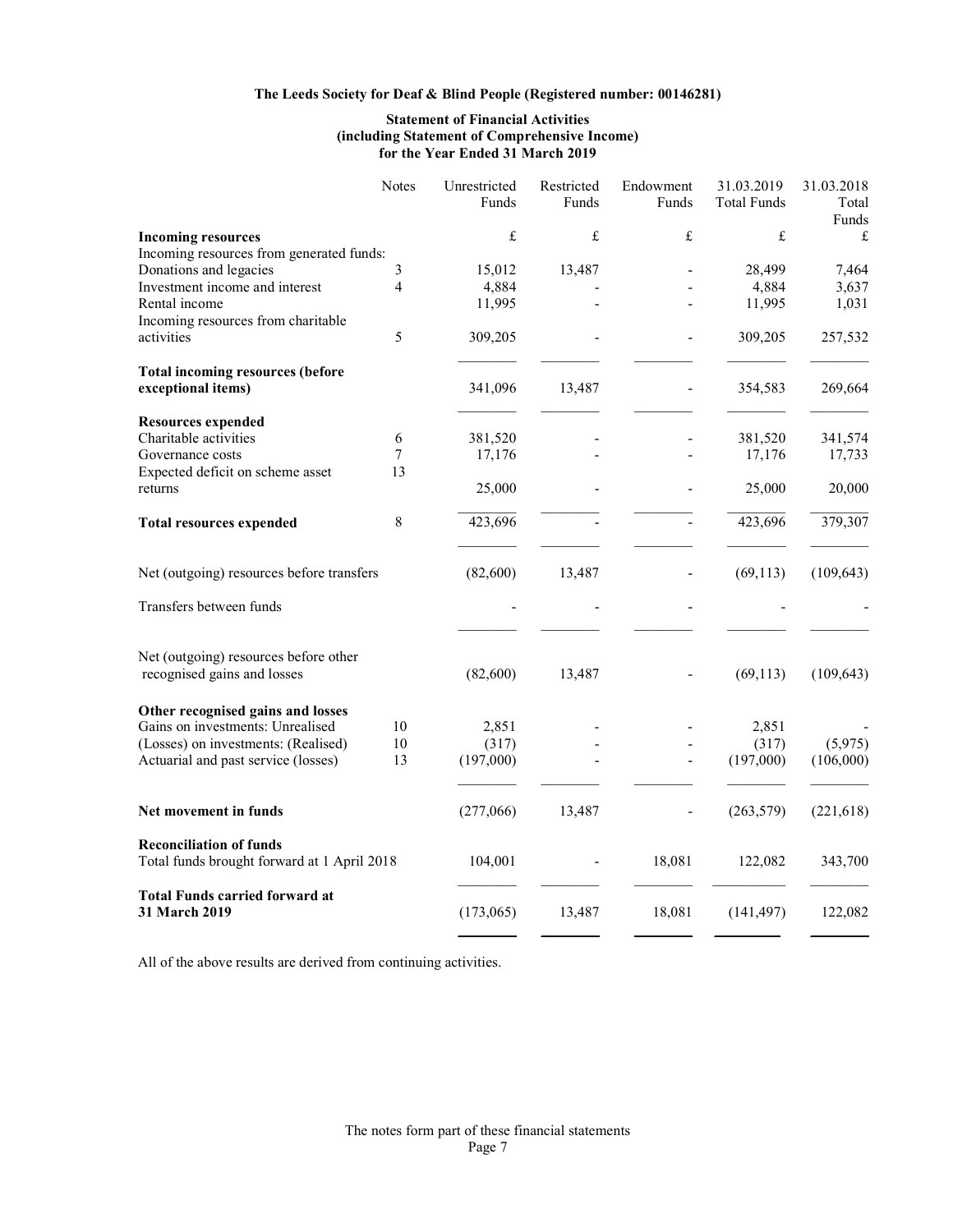**The Leeds Society for Deaf & Blind People (Registered number: 00146281)**

**Statement of Financial Activities (including Statement of Comprehensive Income) for the Year Ended 31 March 2019**

| | Notes | Unrestricted Funds | Restricted Funds | Endowment Funds | 31.03.2019 Total Funds | 31.03.2018 Total Funds |
|---|---|---|---|---|---|---|
| **Incoming resources** | | £ | £ | £ | £ | £ |
| Incoming resources from generated funds: | | | | | | |
| Donations and legacies | 3 | 15,012 | 13,487 | - | 28,499 | 7,464 |
| Investment income and interest | 4 | 4,884 | - | - | 4,884 | 3,637 |
| Rental income | | 11,995 | - | - | 11,995 | 1,031 |
| Incoming resources from charitable activities | 5 | 309,205 | - | - | 309,205 | 257,532 |
| **Total incoming resources (before exceptional items)** | | 341,096 | 13,487 | - | 354,583 | 269,664 |
| **Resources expended** | | | | | | |
| Charitable activities | 6 | 381,520 | - | - | 381,520 | 341,574 |
| Governance costs | 7 | 17,176 | - | - | 17,176 | 17,733 |
| Expected deficit on scheme asset returns | 13 | 25,000 | - | - | 25,000 | 20,000 |
| **Total resources expended** | 8 | 423,696 | - | - | 423,696 | 379,307 |
| Net (outgoing) resources before transfers | | (82,600) | 13,487 | - | (69,113) | (109,643) |
| Transfers between funds | | - | - | - | - | - |
| Net (outgoing) resources before other recognised gains and losses | | (82,600) | 13,487 | - | (69,113) | (109,643) |
| **Other recognised gains and losses** | | | | | | |
| Gains on investments: Unrealised | 10 | 2,851 | - | - | 2,851 | - |
| (Losses) on investments: (Realised) | 10 | (317) | - | - | (317) | (5,975) |
| Actuarial and past service (losses) | 13 | (197,000) | - | - | (197,000) | (106,000) |
| **Net movement in funds** | | (277,066) | 13,487 | - | (263,579) | (221,618) |
| **Reconciliation of funds** | | | | | | |
| Total funds brought forward at 1 April 2018 | | 104,001 | - | 18,081 | 122,082 | 343,700 |
| **Total Funds carried forward at 31 March 2019** | | (173,065) | 13,487 | 18,081 | (141,497) | 122,082 |

All of the above results are derived from continuing activities.

The notes form part of these financial statements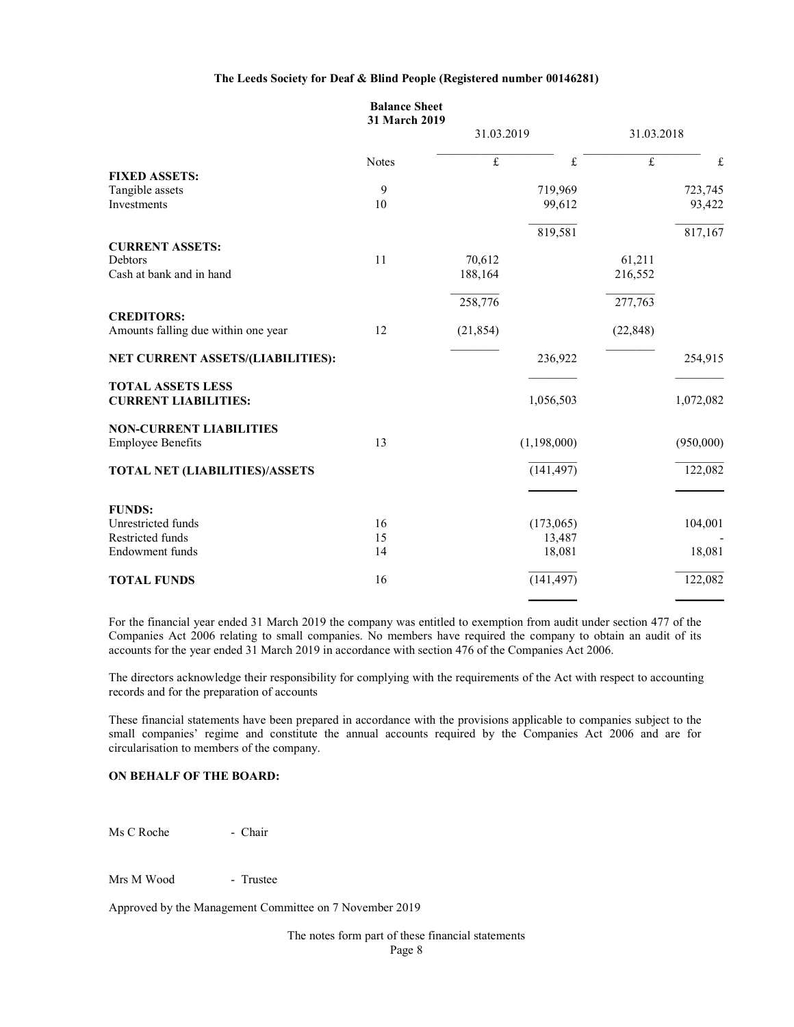**The Leeds Society for Deaf & Blind People (Registered number 00146281)**

**Balance Sheet**
**31 March 2019**

| | Notes | 31.03.2019 £ | 31.03.2019 £ | 31.03.2018 £ | 31.03.2018 £ |
|---|---|---|---|---|---|
| **FIXED ASSETS:** | | | | | |
| Tangible assets | 9 | | 719,969 | | 723,745 |
| Investments | 10 | | 99,612 | | 93,422 |
| | | | 819,581 | | 817,167 |
| **CURRENT ASSETS:** | | | | | |
| Debtors | 11 | 70,612 | | 61,211 | |
| Cash at bank and in hand | | 188,164 | | 216,552 | |
| | | 258,776 | | 277,763 | |
| **CREDITORS:** | | | | | |
| Amounts falling due within one year | 12 | (21,854) | | (22,848) | |
| **NET CURRENT ASSETS/(LIABILITIES):** | | | 236,922 | | 254,915 |
| **TOTAL ASSETS LESS CURRENT LIABILITIES:** | | | 1,056,503 | | 1,072,082 |
| **NON-CURRENT LIABILITIES** | | | | | |
| Employee Benefits | 13 | | (1,198,000) | | (950,000) |
| **TOTAL NET (LIABILITIES)/ASSETS** | | | (141,497) | | 122,082 |
| **FUNDS:** | | | | | |
| Unrestricted funds | 16 | | (173,065) | | 104,001 |
| Restricted funds | 15 | | 13,487 | | - |
| Endowment funds | 14 | | 18,081 | | 18,081 |
| **TOTAL FUNDS** | 16 | | (141,497) | | 122,082 |

For the financial year ended 31 March 2019 the company was entitled to exemption from audit under section 477 of the Companies Act 2006 relating to small companies. No members have required the company to obtain an audit of its accounts for the year ended 31 March 2019 in accordance with section 476 of the Companies Act 2006.

The directors acknowledge their responsibility for complying with the requirements of the Act with respect to accounting records and for the preparation of accounts

These financial statements have been prepared in accordance with the provisions applicable to companies subject to the small companies' regime and constitute the annual accounts required by the Companies Act 2006 and are for circularisation to members of the company.

**ON BEHALF OF THE BOARD:**

Ms C Roche - Chair

Mrs M Wood - Trustee

Approved by the Management Committee on 7 November 2019

The notes form part of these financial statements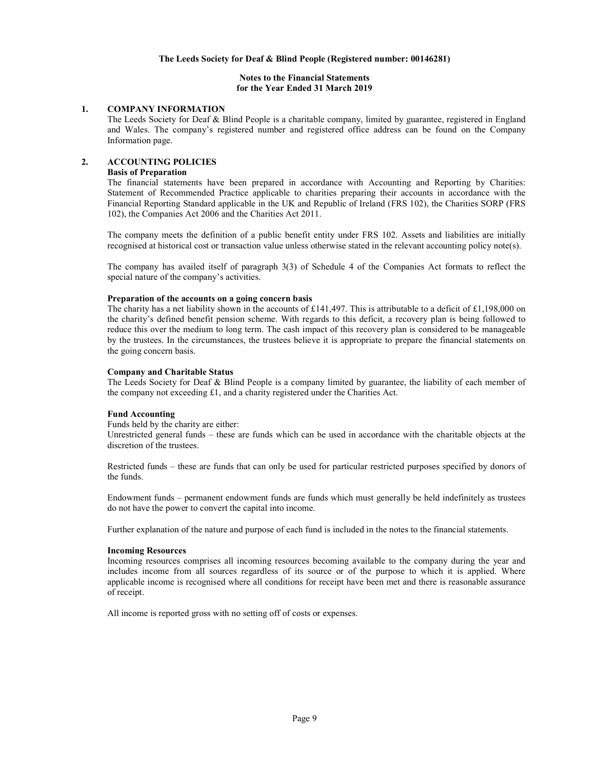**The Leeds Society for Deaf & Blind People (Registered number: 00146281)**

**Notes to the Financial Statements**
**for the Year Ended 31 March 2019**

## 1. COMPANY INFORMATION

The Leeds Society for Deaf & Blind People is a charitable company, limited by guarantee, registered in England and Wales. The company's registered number and registered office address can be found on the Company Information page.

## 2. ACCOUNTING POLICIES

### Basis of Preparation

The financial statements have been prepared in accordance with Accounting and Reporting by Charities: Statement of Recommended Practice applicable to charities preparing their accounts in accordance with the Financial Reporting Standard applicable in the UK and Republic of Ireland (FRS 102), the Charities SORP (FRS 102), the Companies Act 2006 and the Charities Act 2011.

The company meets the definition of a public benefit entity under FRS 102. Assets and liabilities are initially recognised at historical cost or transaction value unless otherwise stated in the relevant accounting policy note(s).

The company has availed itself of paragraph 3(3) of Schedule 4 of the Companies Act formats to reflect the special nature of the company's activities.

### Preparation of the accounts on a going concern basis

The charity has a net liability shown in the accounts of £141,497. This is attributable to a deficit of £1,198,000 on the charity's defined benefit pension scheme. With regards to this deficit, a recovery plan is being followed to reduce this over the medium to long term. The cash impact of this recovery plan is considered to be manageable by the trustees. In the circumstances, the trustees believe it is appropriate to prepare the financial statements on the going concern basis.

### Company and Charitable Status

The Leeds Society for Deaf & Blind People is a company limited by guarantee, the liability of each member of the company not exceeding £1, and a charity registered under the Charities Act.

### Fund Accounting

Funds held by the charity are either:
Unrestricted general funds – these are funds which can be used in accordance with the charitable objects at the discretion of the trustees.

Restricted funds – these are funds that can only be used for particular restricted purposes specified by donors of the funds.

Endowment funds – permanent endowment funds are funds which must generally be held indefinitely as trustees do not have the power to convert the capital into income.

Further explanation of the nature and purpose of each fund is included in the notes to the financial statements.

### Incoming Resources

Incoming resources comprises all incoming resources becoming available to the company during the year and includes income from all sources regardless of its source or of the purpose to which it is applied. Where applicable income is recognised where all conditions for receipt have been met and there is reasonable assurance of receipt.

All income is reported gross with no setting off of costs or expenses.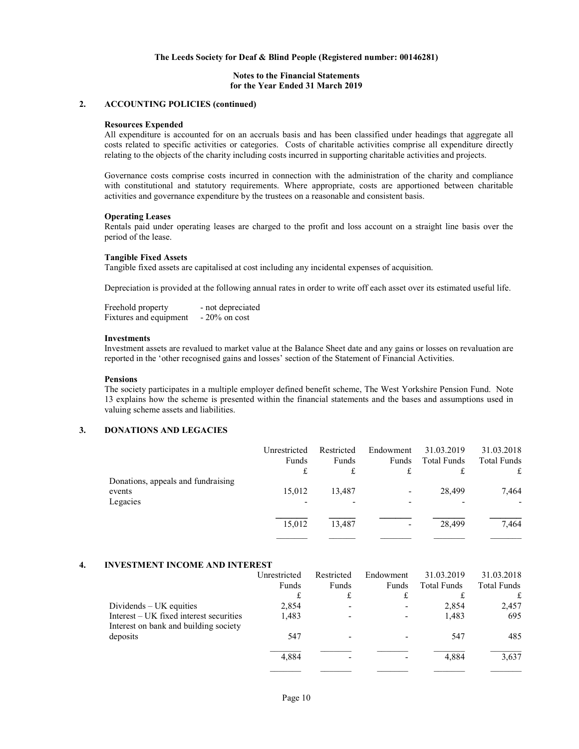**The Leeds Society for Deaf & Blind People (Registered number: 00146281)**

**Notes to the Financial Statements**
**for the Year Ended 31 March 2019**

## 2. ACCOUNTING POLICIES (continued)

**Resources Expended**

All expenditure is accounted for on an accruals basis and has been classified under headings that aggregate all costs related to specific activities or categories. Costs of charitable activities comprise all expenditure directly relating to the objects of the charity including costs incurred in supporting charitable activities and projects.

Governance costs comprise costs incurred in connection with the administration of the charity and compliance with constitutional and statutory requirements. Where appropriate, costs are apportioned between charitable activities and governance expenditure by the trustees on a reasonable and consistent basis.

**Operating Leases**

Rentals paid under operating leases are charged to the profit and loss account on a straight line basis over the period of the lease.

**Tangible Fixed Assets**

Tangible fixed assets are capitalised at cost including any incidental expenses of acquisition.

Depreciation is provided at the following annual rates in order to write off each asset over its estimated useful life.

| | |
|---|---|
| Freehold property | - not depreciated |
| Fixtures and equipment | - 20% on cost |

**Investments**

Investment assets are revalued to market value at the Balance Sheet date and any gains or losses on revaluation are reported in the 'other recognised gains and losses' section of the Statement of Financial Activities.

**Pensions**

The society participates in a multiple employer defined benefit scheme, The West Yorkshire Pension Fund. Note 13 explains how the scheme is presented within the financial statements and the bases and assumptions used in valuing scheme assets and liabilities.

## 3. DONATIONS AND LEGACIES

| | Unrestricted Funds | Restricted Funds | Endowment Funds | 31.03.2019 Total Funds | 31.03.2018 Total Funds |
|---|---|---|---|---|---|
| | £ | £ | £ | £ | £ |
| Donations, appeals and fundraising events | 15,012 | 13,487 | - | 28,499 | 7,464 |
| Legacies | - | - | - | - | - |
| | 15,012 | 13,487 | - | 28,499 | 7,464 |

## 4. INVESTMENT INCOME AND INTEREST

| | Unrestricted Funds | Restricted Funds | Endowment Funds | 31.03.2019 Total Funds | 31.03.2018 Total Funds |
|---|---|---|---|---|---|
| | £ | £ | £ | £ | £ |
| Dividends – UK equities | 2,854 | - | - | 2,854 | 2,457 |
| Interest – UK fixed interest securities | 1,483 | - | - | 1,483 | 695 |
| Interest on bank and building society deposits | 547 | - | - | 547 | 485 |
| | 4,884 | - | - | 4,884 | 3,637 |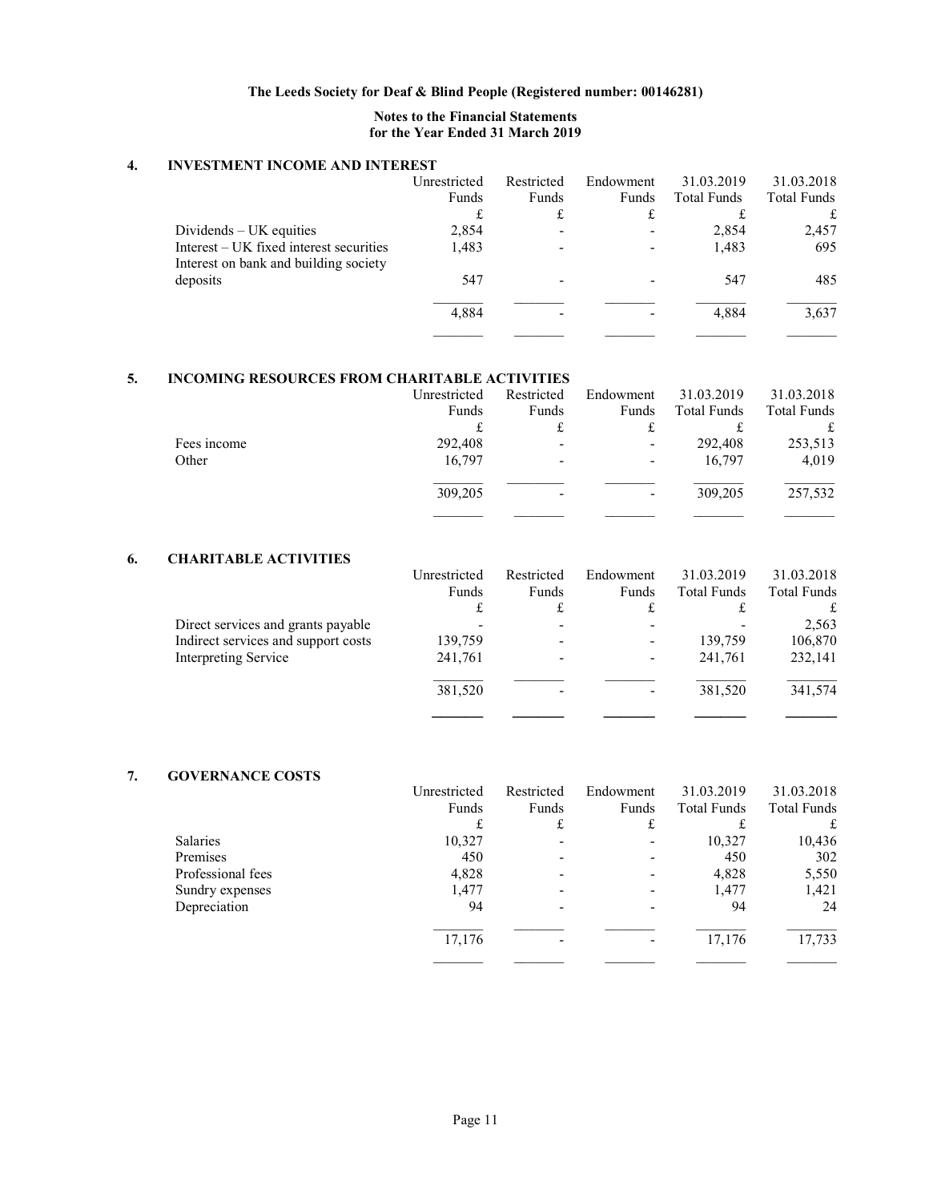**The Leeds Society for Deaf & Blind People (Registered number: 00146281)**

**Notes to the Financial Statements for the Year Ended 31 March 2019**

## 4. INVESTMENT INCOME AND INTEREST

| | Unrestricted Funds | Restricted Funds | Endowment Funds | 31.03.2019 Total Funds | 31.03.2018 Total Funds |
|---|---|---|---|---|---|
| | £ | £ | £ | £ | £ |
| Dividends – UK equities | 2,854 | - | - | 2,854 | 2,457 |
| Interest – UK fixed interest securities | 1,483 | - | - | 1,483 | 695 |
| Interest on bank and building society deposits | 547 | - | - | 547 | 485 |
| | 4,884 | - | - | 4,884 | 3,637 |

## 5. INCOMING RESOURCES FROM CHARITABLE ACTIVITIES

| | Unrestricted Funds | Restricted Funds | Endowment Funds | 31.03.2019 Total Funds | 31.03.2018 Total Funds |
|---|---|---|---|---|---|
| | £ | £ | £ | £ | £ |
| Fees income | 292,408 | - | - | 292,408 | 253,513 |
| Other | 16,797 | - | - | 16,797 | 4,019 |
| | 309,205 | - | - | 309,205 | 257,532 |

## 6. CHARITABLE ACTIVITIES

| | Unrestricted Funds | Restricted Funds | Endowment Funds | 31.03.2019 Total Funds | 31.03.2018 Total Funds |
|---|---|---|---|---|---|
| | £ | £ | £ | £ | £ |
| Direct services and grants payable | - | - | - | - | 2,563 |
| Indirect services and support costs | 139,759 | - | - | 139,759 | 106,870 |
| Interpreting Service | 241,761 | - | - | 241,761 | 232,141 |
| | 381,520 | - | - | 381,520 | 341,574 |

## 7. GOVERNANCE COSTS

| | Unrestricted Funds | Restricted Funds | Endowment Funds | 31.03.2019 Total Funds | 31.03.2018 Total Funds |
|---|---|---|---|---|---|
| | £ | £ | £ | £ | £ |
| Salaries | 10,327 | - | - | 10,327 | 10,436 |
| Premises | 450 | - | - | 450 | 302 |
| Professional fees | 4,828 | - | - | 4,828 | 5,550 |
| Sundry expenses | 1,477 | - | - | 1,477 | 1,421 |
| Depreciation | 94 | - | - | 94 | 24 |
| | 17,176 | - | - | 17,176 | 17,733 |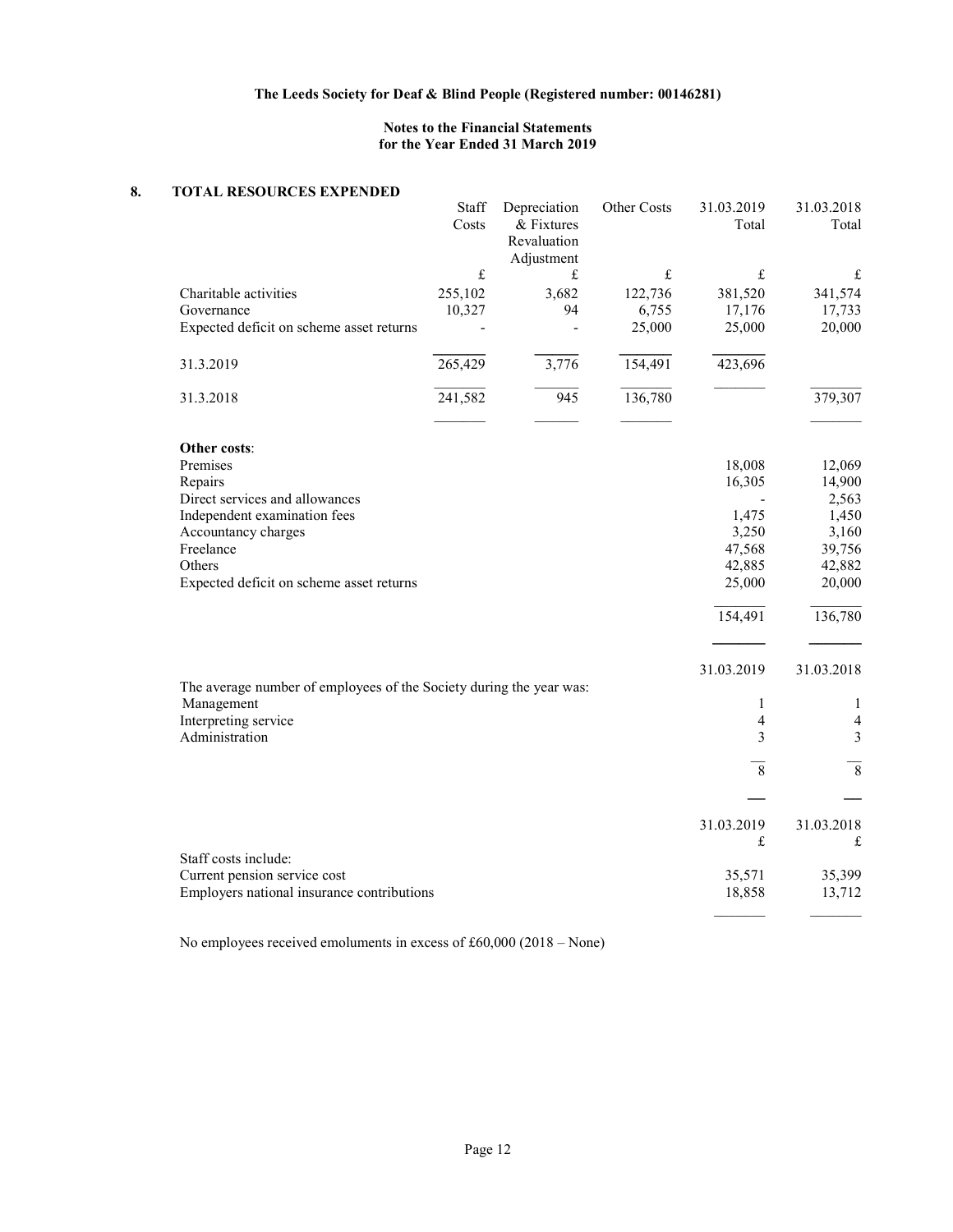**The Leeds Society for Deaf & Blind People (Registered number: 00146281)**

**Notes to the Financial Statements for the Year Ended 31 March 2019**

## 8. TOTAL RESOURCES EXPENDED

| | Staff Costs | Depreciation & Fixtures Revaluation Adjustment | Other Costs | 31.03.2019 Total | 31.03.2018 Total |
|---|---|---|---|---|---|
| | £ | £ | £ | £ | £ |
| Charitable activities | 255,102 | 3,682 | 122,736 | 381,520 | 341,574 |
| Governance | 10,327 | 94 | 6,755 | 17,176 | 17,733 |
| Expected deficit on scheme asset returns | - | - | 25,000 | 25,000 | 20,000 |
| 31.3.2019 | 265,429 | 3,776 | 154,491 | 423,696 | |
| 31.3.2018 | 241,582 | 945 | 136,780 | | 379,307 |

**Other costs**:

| | 31.03.2019 | 31.03.2018 |
|---|---|---|
| Premises | 18,008 | 12,069 |
| Repairs | 16,305 | 14,900 |
| Direct services and allowances | - | 2,563 |
| Independent examination fees | 1,475 | 1,450 |
| Accountancy charges | 3,250 | 3,160 |
| Freelance | 47,568 | 39,756 |
| Others | 42,885 | 42,882 |
| Expected deficit on scheme asset returns | 25,000 | 20,000 |
| | 154,491 | 136,780 |

The average number of employees of the Society during the year was:

| | 31.03.2019 | 31.03.2018 |
|---|---|---|
| Management | 1 | 1 |
| Interpreting service | 4 | 4 |
| Administration | 3 | 3 |
| | 8 | 8 |

| | 31.03.2019 | 31.03.2018 |
|---|---|---|
| | £ | £ |
| Staff costs include: | | |
| Current pension service cost | 35,571 | 35,399 |
| Employers national insurance contributions | 18,858 | 13,712 |

No employees received emoluments in excess of £60,000 (2018 – None)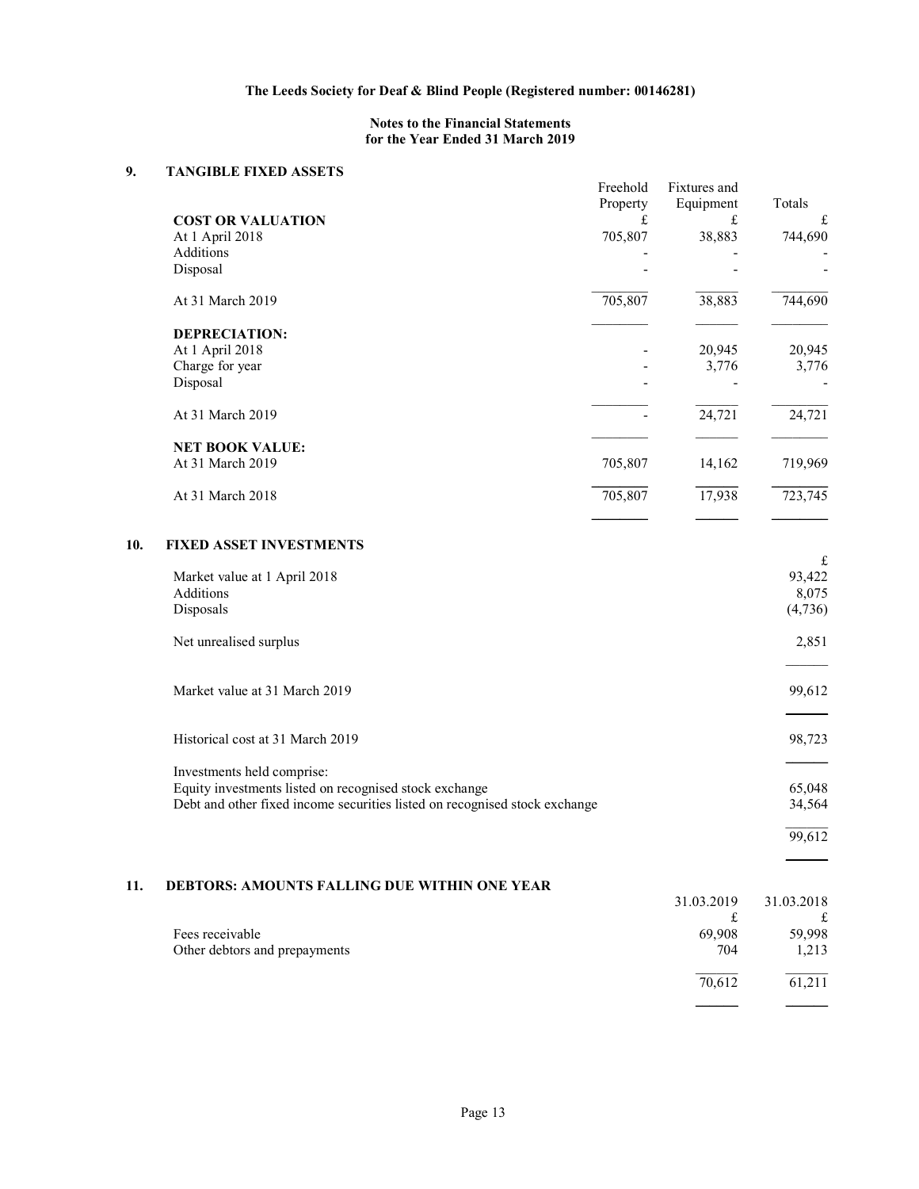**The Leeds Society for Deaf & Blind People (Registered number: 00146281)**

**Notes to the Financial Statements for the Year Ended 31 March 2019**

## 9. TANGIBLE FIXED ASSETS

| | Freehold Property | Fixtures and Equipment | Totals |
|---|---|---|---|
| **COST OR VALUATION** | £ | £ | £ |
| At 1 April 2018 | 705,807 | 38,883 | 744,690 |
| Additions | - | - | - |
| Disposal | - | - | - |
| At 31 March 2019 | 705,807 | 38,883 | 744,690 |
| **DEPRECIATION:** | | | |
| At 1 April 2018 | - | 20,945 | 20,945 |
| Charge for year | - | 3,776 | 3,776 |
| Disposal | - | - | - |
| At 31 March 2019 | - | 24,721 | 24,721 |
| **NET BOOK VALUE:** | | | |
| At 31 March 2019 | 705,807 | 14,162 | 719,969 |
| At 31 March 2018 | 705,807 | 17,938 | 723,745 |

## 10. FIXED ASSET INVESTMENTS

| | £ |
|---|---|
| Market value at 1 April 2018 | 93,422 |
| Additions | 8,075 |
| Disposals | (4,736) |
| Net unrealised surplus | 2,851 |
| Market value at 31 March 2019 | 99,612 |
| Historical cost at 31 March 2019 | 98,723 |
| Investments held comprise: | |
| Equity investments listed on recognised stock exchange | 65,048 |
| Debt and other fixed income securities listed on recognised stock exchange | 34,564 |
| | 99,612 |

## 11. DEBTORS: AMOUNTS FALLING DUE WITHIN ONE YEAR

| | 31.03.2019 | 31.03.2018 |
|---|---|---|
| | £ | £ |
| Fees receivable | 69,908 | 59,998 |
| Other debtors and prepayments | 704 | 1,213 |
| | 70,612 | 61,211 |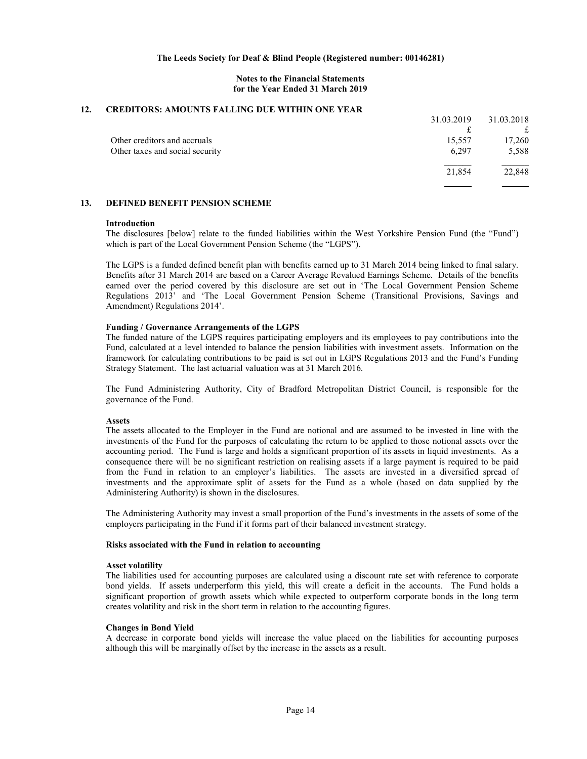## 12. CREDITORS: AMOUNTS FALLING DUE WITHIN ONE YEAR

| | 31.03.2019 | 31.03.2018 |
|---|---|---|
| | £ | £ |
| Other creditors and accruals | 15,557 | 17,260 |
| Other taxes and social security | 6,297 | 5,588 |
| | 21,854 | 22,848 |

## 13. DEFINED BENEFIT PENSION SCHEME

**Introduction**

The disclosures [below] relate to the funded liabilities within the West Yorkshire Pension Fund (the "Fund") which is part of the Local Government Pension Scheme (the "LGPS").

The LGPS is a funded defined benefit plan with benefits earned up to 31 March 2014 being linked to final salary. Benefits after 31 March 2014 are based on a Career Average Revalued Earnings Scheme. Details of the benefits earned over the period covered by this disclosure are set out in 'The Local Government Pension Scheme Regulations 2013' and 'The Local Government Pension Scheme (Transitional Provisions, Savings and Amendment) Regulations 2014'.

**Funding / Governance Arrangements of the LGPS**

The funded nature of the LGPS requires participating employers and its employees to pay contributions into the Fund, calculated at a level intended to balance the pension liabilities with investment assets. Information on the framework for calculating contributions to be paid is set out in LGPS Regulations 2013 and the Fund's Funding Strategy Statement. The last actuarial valuation was at 31 March 2016.

The Fund Administering Authority, City of Bradford Metropolitan District Council, is responsible for the governance of the Fund.

**Assets**

The assets allocated to the Employer in the Fund are notional and are assumed to be invested in line with the investments of the Fund for the purposes of calculating the return to be applied to those notional assets over the accounting period. The Fund is large and holds a significant proportion of its assets in liquid investments. As a consequence there will be no significant restriction on realising assets if a large payment is required to be paid from the Fund in relation to an employer's liabilities. The assets are invested in a diversified spread of investments and the approximate split of assets for the Fund as a whole (based on data supplied by the Administering Authority) is shown in the disclosures.

The Administering Authority may invest a small proportion of the Fund's investments in the assets of some of the employers participating in the Fund if it forms part of their balanced investment strategy.

**Risks associated with the Fund in relation to accounting**

**Asset volatility**

The liabilities used for accounting purposes are calculated using a discount rate set with reference to corporate bond yields. If assets underperform this yield, this will create a deficit in the accounts. The Fund holds a significant proportion of growth assets which while expected to outperform corporate bonds in the long term creates volatility and risk in the short term in relation to the accounting figures.

**Changes in Bond Yield**

A decrease in corporate bond yields will increase the value placed on the liabilities for accounting purposes although this will be marginally offset by the increase in the assets as a result.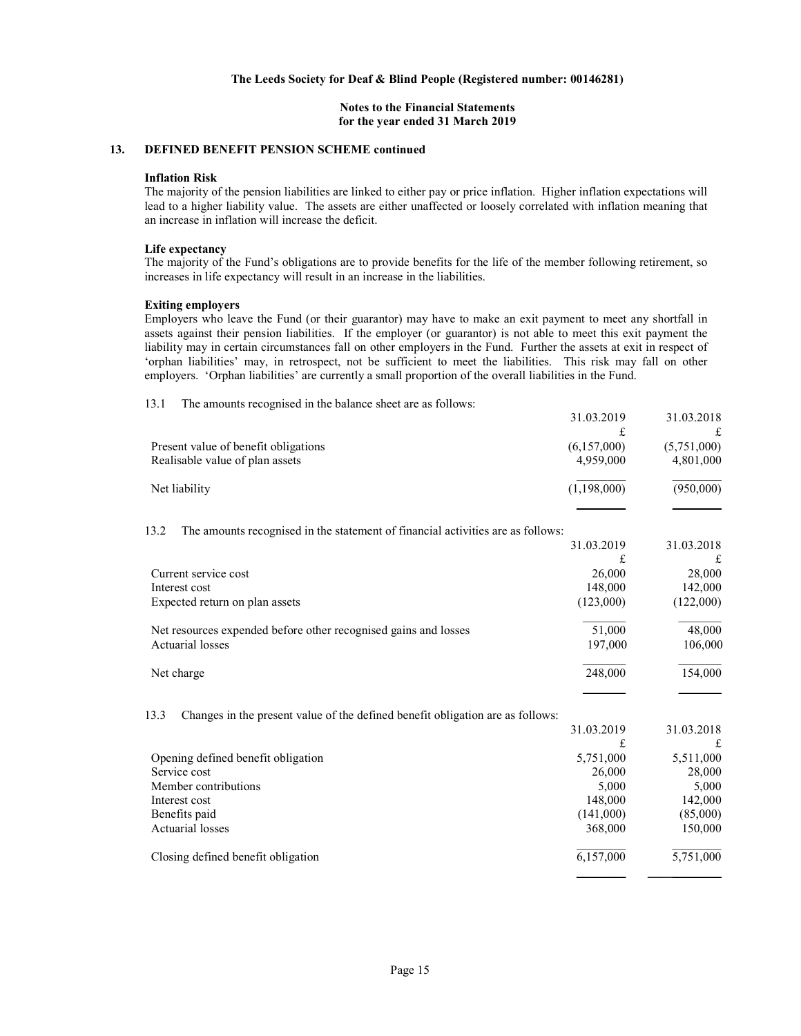The Leeds Society for Deaf & Blind People (Registered number: 00146281)

**Notes to the Financial Statements for the year ended 31 March 2019**

## 13. DEFINED BENEFIT PENSION SCHEME continued

**Inflation Risk**

The majority of the pension liabilities are linked to either pay or price inflation. Higher inflation expectations will lead to a higher liability value. The assets are either unaffected or loosely correlated with inflation meaning that an increase in inflation will increase the deficit.

**Life expectancy**

The majority of the Fund's obligations are to provide benefits for the life of the member following retirement, so increases in life expectancy will result in an increase in the liabilities.

**Exiting employers**

Employers who leave the Fund (or their guarantor) may have to make an exit payment to meet any shortfall in assets against their pension liabilities. If the employer (or guarantor) is not able to meet this exit payment the liability may in certain circumstances fall on other employers in the Fund. Further the assets at exit in respect of 'orphan liabilities' may, in retrospect, not be sufficient to meet the liabilities. This risk may fall on other employers. 'Orphan liabilities' are currently a small proportion of the overall liabilities in the Fund.

13.1 The amounts recognised in the balance sheet are as follows:

| | 31.03.2019 | 31.03.2018 |
|---|---|---|
| | £ | £ |
| Present value of benefit obligations | (6,157,000) | (5,751,000) |
| Realisable value of plan assets | 4,959,000 | 4,801,000 |
| Net liability | (1,198,000) | (950,000) |

13.2 The amounts recognised in the statement of financial activities are as follows:

| | 31.03.2019 | 31.03.2018 |
|---|---|---|
| | £ | £ |
| Current service cost | 26,000 | 28,000 |
| Interest cost | 148,000 | 142,000 |
| Expected return on plan assets | (123,000) | (122,000) |
| Net resources expended before other recognised gains and losses | 51,000 | 48,000 |
| Actuarial losses | 197,000 | 106,000 |
| Net charge | 248,000 | 154,000 |

13.3 Changes in the present value of the defined benefit obligation are as follows:

| | 31.03.2019 | 31.03.2018 |
|---|---|---|
| | £ | £ |
| Opening defined benefit obligation | 5,751,000 | 5,511,000 |
| Service cost | 26,000 | 28,000 |
| Member contributions | 5,000 | 5,000 |
| Interest cost | 148,000 | 142,000 |
| Benefits paid | (141,000) | (85,000) |
| Actuarial losses | 368,000 | 150,000 |
| Closing defined benefit obligation | 6,157,000 | 5,751,000 |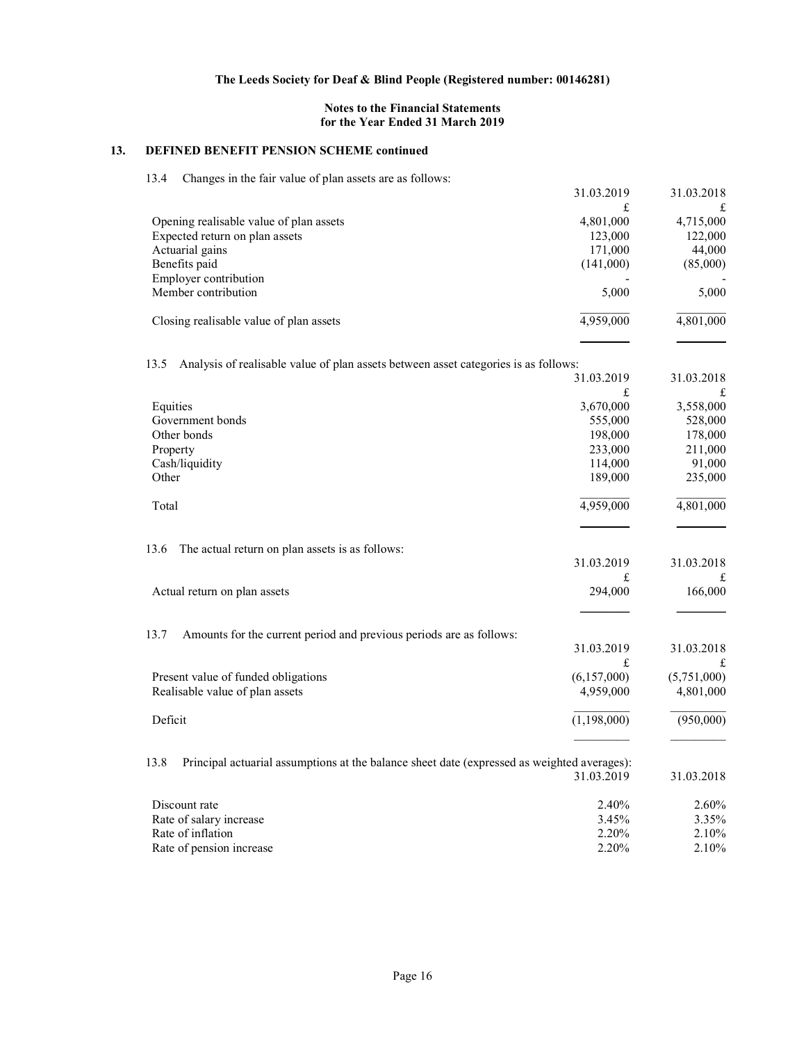**The Leeds Society for Deaf & Blind People (Registered number: 00146281)**

**Notes to the Financial Statements for the Year Ended 31 March 2019**

## 13. DEFINED BENEFIT PENSION SCHEME continued

13.4 Changes in the fair value of plan assets are as follows:

| | 31.03.2019 | 31.03.2018 |
|---|---|---|
| | £ | £ |
| Opening realisable value of plan assets | 4,801,000 | 4,715,000 |
| Expected return on plan assets | 123,000 | 122,000 |
| Actuarial gains | 171,000 | 44,000 |
| Benefits paid | (141,000) | (85,000) |
| Employer contribution | - | - |
| Member contribution | 5,000 | 5,000 |
| Closing realisable value of plan assets | 4,959,000 | 4,801,000 |

13.5 Analysis of realisable value of plan assets between asset categories is as follows:

| | 31.03.2019 | 31.03.2018 |
|---|---|---|
| | £ | £ |
| Equities | 3,670,000 | 3,558,000 |
| Government bonds | 555,000 | 528,000 |
| Other bonds | 198,000 | 178,000 |
| Property | 233,000 | 211,000 |
| Cash/liquidity | 114,000 | 91,000 |
| Other | 189,000 | 235,000 |
| Total | 4,959,000 | 4,801,000 |

13.6 The actual return on plan assets is as follows:

| | 31.03.2019 | 31.03.2018 |
|---|---|---|
| | £ | £ |
| Actual return on plan assets | 294,000 | 166,000 |

13.7 Amounts for the current period and previous periods are as follows:

| | 31.03.2019 | 31.03.2018 |
|---|---|---|
| | £ | £ |
| Present value of funded obligations | (6,157,000) | (5,751,000) |
| Realisable value of plan assets | 4,959,000 | 4,801,000 |
| Deficit | (1,198,000) | (950,000) |

13.8 Principal actuarial assumptions at the balance sheet date (expressed as weighted averages):

| | 31.03.2019 | 31.03.2018 |
|---|---|---|
| Discount rate | 2.40% | 2.60% |
| Rate of salary increase | 3.45% | 3.35% |
| Rate of inflation | 2.20% | 2.10% |
| Rate of pension increase | 2.20% | 2.10% |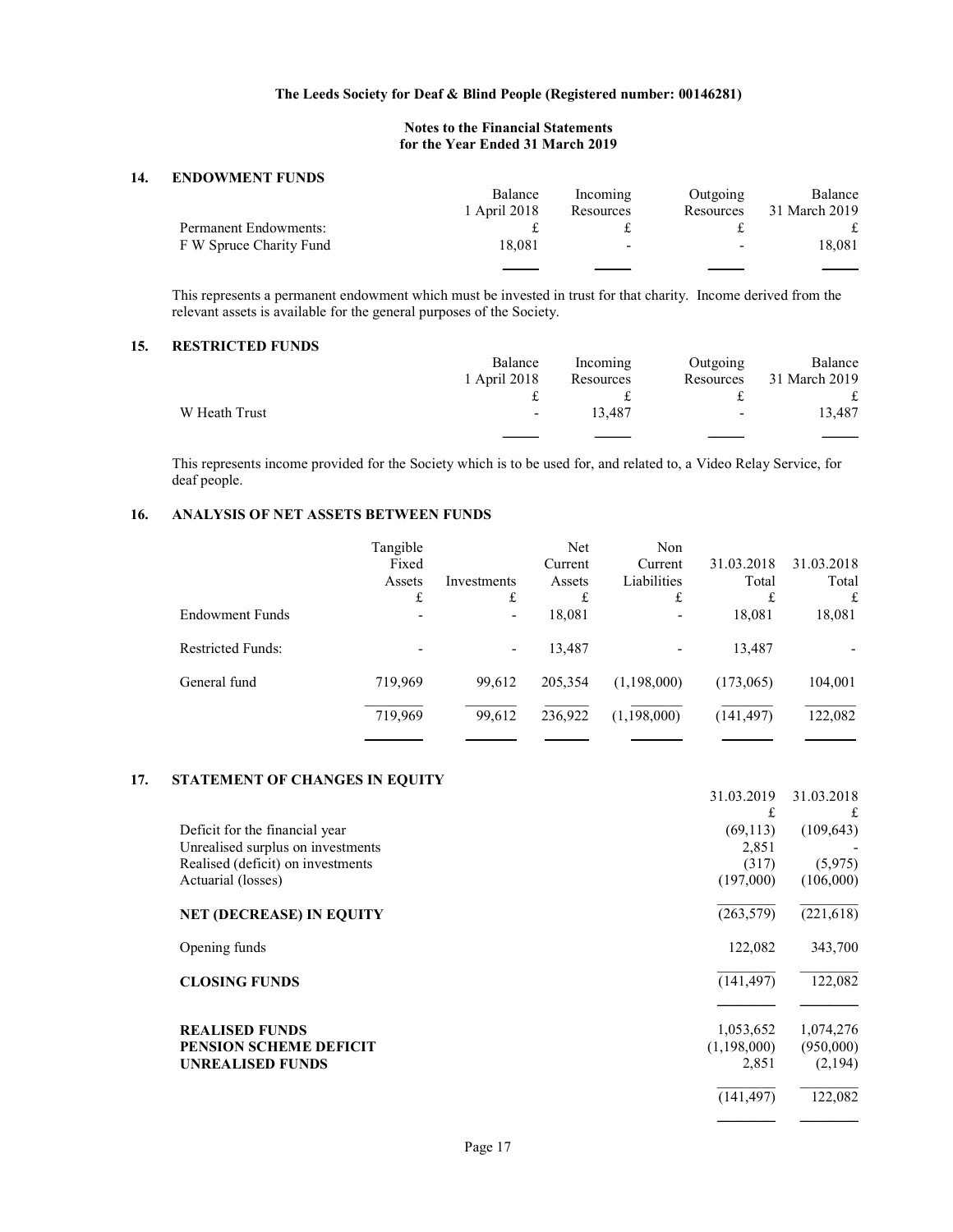**The Leeds Society for Deaf & Blind People (Registered number: 00146281)**

**Notes to the Financial Statements for the Year Ended 31 March 2019**

## 14. ENDOWMENT FUNDS

| | Balance 1 April 2018 | Incoming Resources | Outgoing Resources | Balance 31 March 2019 |
|---|---|---|---|---|
| Permanent Endowments: | £ | £ | £ | £ |
| F W Spruce Charity Fund | 18,081 | - | - | 18,081 |

This represents a permanent endowment which must be invested in trust for that charity. Income derived from the relevant assets is available for the general purposes of the Society.

## 15. RESTRICTED FUNDS

| | Balance 1 April 2018 | Incoming Resources | Outgoing Resources | Balance 31 March 2019 |
|---|---|---|---|---|
| | £ | £ | £ | £ |
| W Heath Trust | - | 13,487 | - | 13,487 |

This represents income provided for the Society which is to be used for, and related to, a Video Relay Service, for deaf people.

## 16. ANALYSIS OF NET ASSETS BETWEEN FUNDS

| | Tangible Fixed Assets | Investments | Net Current Assets | Non Current Liabilities | 31.03.2018 Total | 31.03.2018 Total |
|---|---|---|---|---|---|---|
| | £ | £ | £ | £ | £ | £ |
| Endowment Funds | - | - | 18,081 | - | 18,081 | 18,081 |
| Restricted Funds: | - | - | 13,487 | - | 13,487 | - |
| General fund | 719,969 | 99,612 | 205,354 | (1,198,000) | (173,065) | 104,001 |
| | 719,969 | 99,612 | 236,922 | (1,198,000) | (141,497) | 122,082 |

## 17. STATEMENT OF CHANGES IN EQUITY

| | 31.03.2019 | 31.03.2018 |
|---|---|---|
| | £ | £ |
| Deficit for the financial year | (69,113) | (109,643) |
| Unrealised surplus on investments | 2,851 | - |
| Realised (deficit) on investments | (317) | (5,975) |
| Actuarial (losses) | (197,000) | (106,000) |
| **NET (DECREASE) IN EQUITY** | (263,579) | (221,618) |
| Opening funds | 122,082 | 343,700 |
| **CLOSING FUNDS** | (141,497) | 122,082 |
| **REALISED FUNDS** | 1,053,652 | 1,074,276 |
| **PENSION SCHEME DEFICIT** | (1,198,000) | (950,000) |
| **UNREALISED FUNDS** | 2,851 | (2,194) |
| | (141,497) | 122,082 |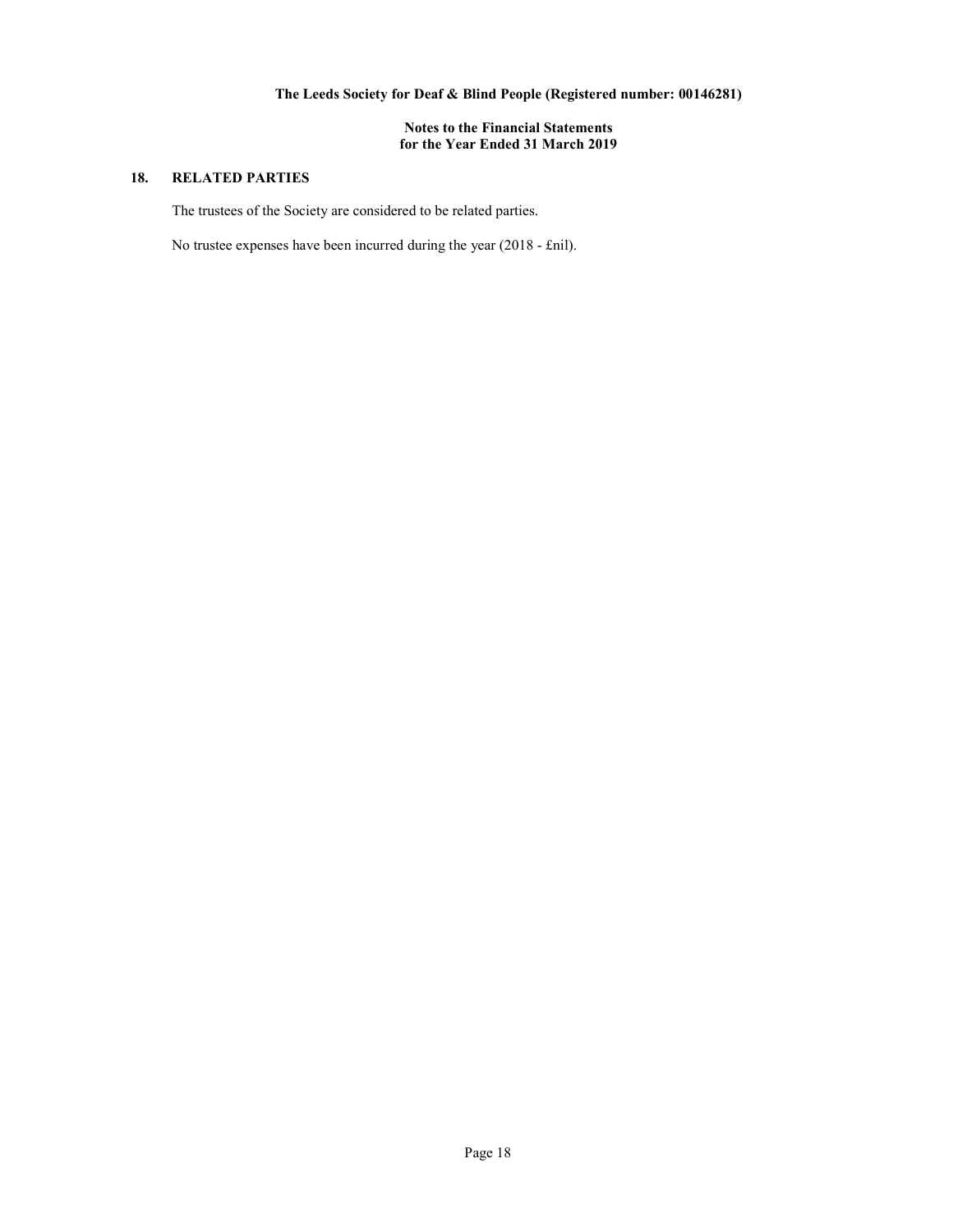## 18. RELATED PARTIES

The trustees of the Society are considered to be related parties.

No trustee expenses have been incurred during the year (2018 - £nil).